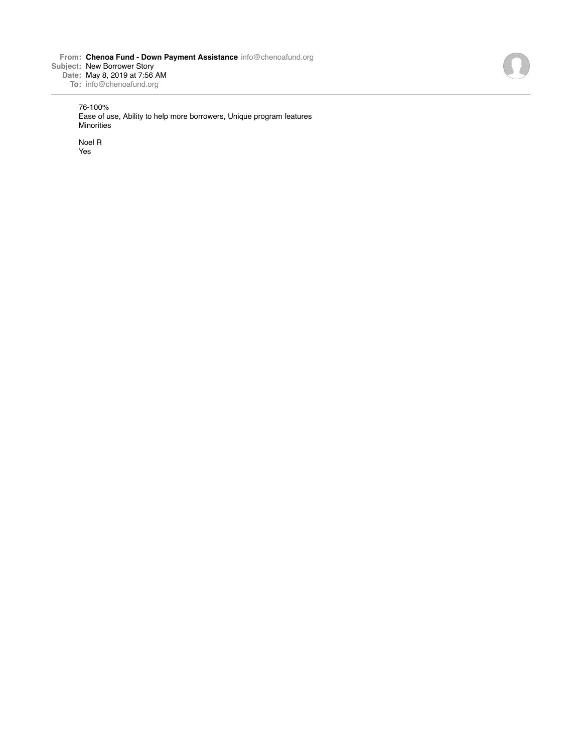**From:** **Chenoa Fund - Down Payment Assistance** info@chenoafund.org
**Subject:** New Borrower Story
**Date:** May 8, 2019 at 7:56 AM
**To:** info@chenoafund.org

---

76-100%
Ease of use, Ability to help more borrowers, Unique program features
Minorities

Noel R
Yes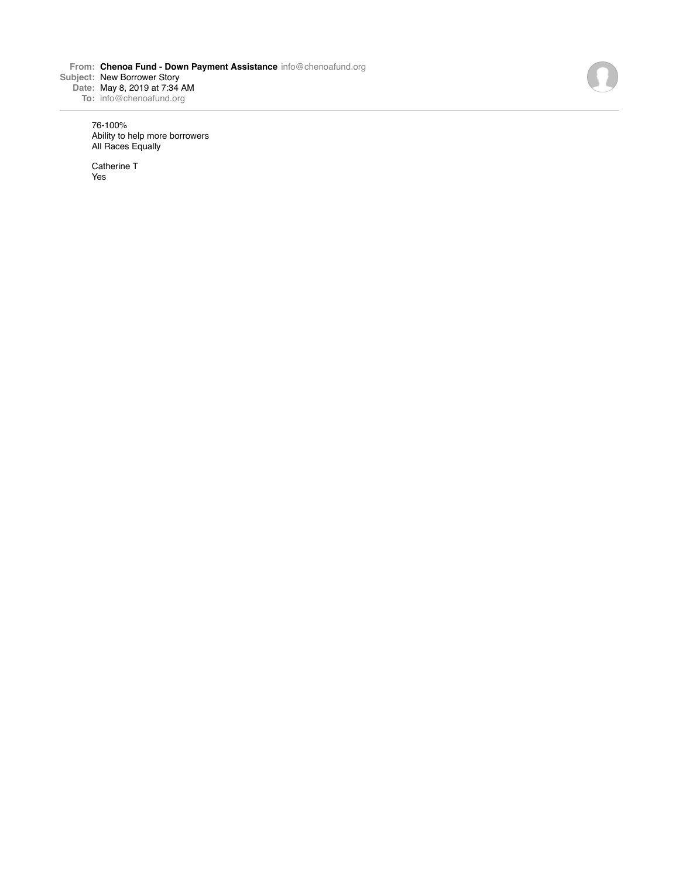**From:** **Chenoa Fund - Down Payment Assistance** info@chenoafund.org
**Subject:** New Borrower Story
**Date:** May 8, 2019 at 7:34 AM
**To:** info@chenoafund.org

---

76-100%
Ability to help more borrowers
All Races Equally

Catherine T
Yes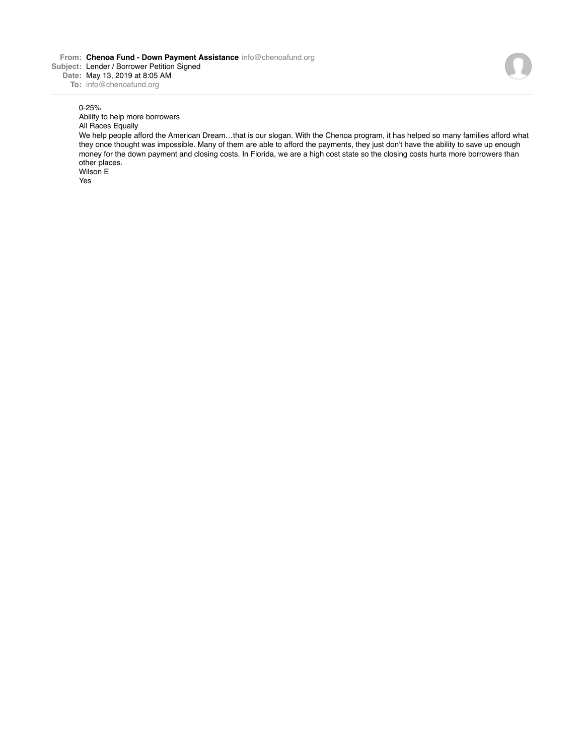**From:** **Chenoa Fund - Down Payment Assistance** info@chenoafund.org
**Subject:** Lender / Borrower Petition Signed
**Date:** May 13, 2019 at 8:05 AM
**To:** info@chenoafund.org

0-25%
Ability to help more borrowers
All Races Equally
We help people afford the American Dream…that is our slogan. With the Chenoa program, it has helped so many families afford what they once thought was impossible. Many of them are able to afford the payments, they just don't have the ability to save up enough money for the down payment and closing costs. In Florida, we are a high cost state so the closing costs hurts more borrowers than other places.
Wilson E
Yes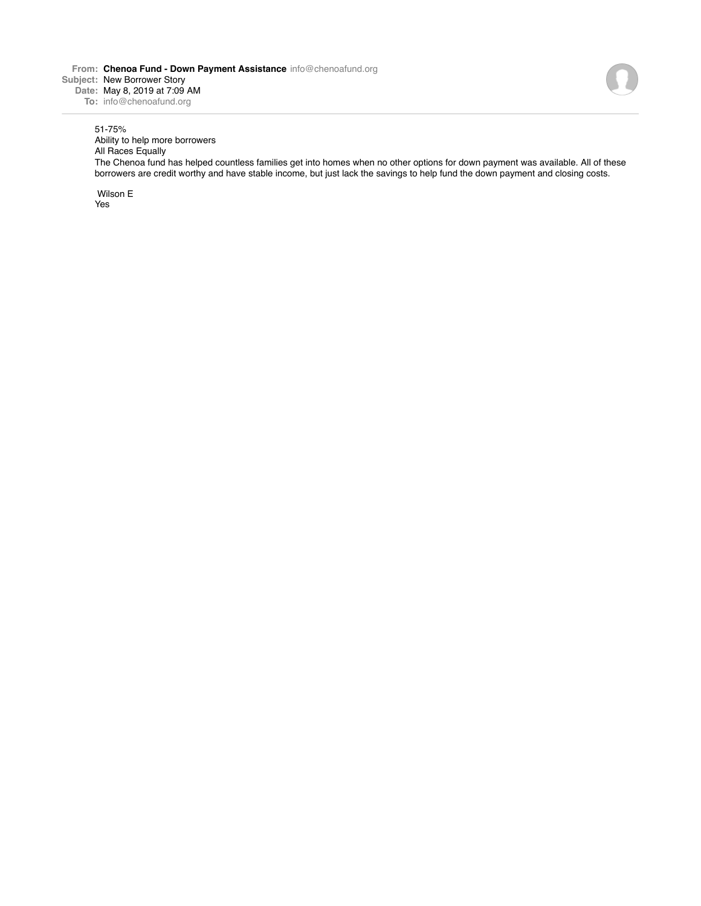**From:** **Chenoa Fund - Down Payment Assistance** info@chenoafund.org
**Subject:** New Borrower Story
**Date:** May 8, 2019 at 7:09 AM
**To:** info@chenoafund.org

51-75%
Ability to help more borrowers
All Races Equally
The Chenoa fund has helped countless families get into homes when no other options for down payment was available. All of these borrowers are credit worthy and have stable income, but just lack the savings to help fund the down payment and closing costs.

Wilson E
Yes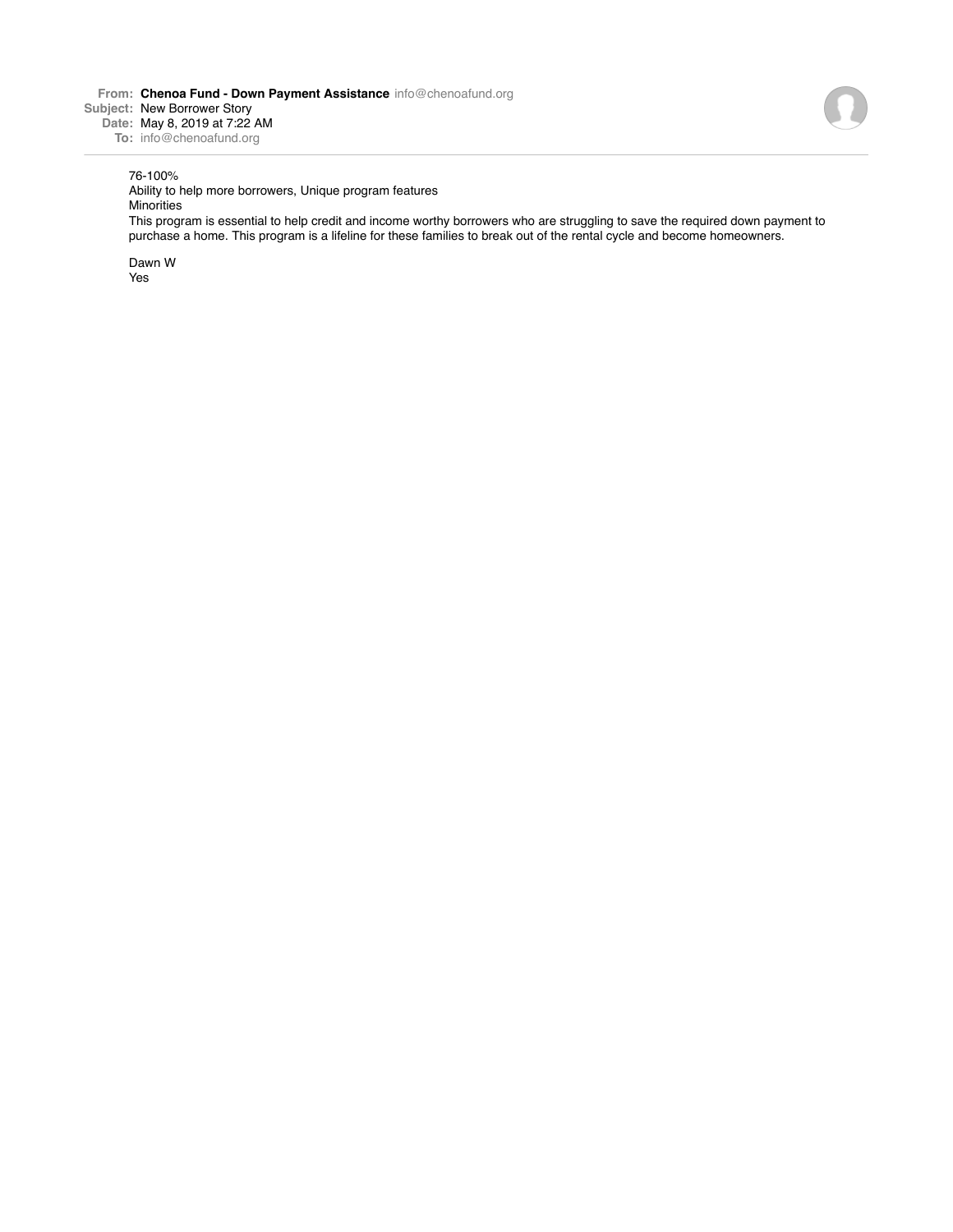**From:** **Chenoa Fund - Down Payment Assistance** info@chenoafund.org
**Subject:** New Borrower Story
**Date:** May 8, 2019 at 7:22 AM
**To:** info@chenoafund.org

76-100%
Ability to help more borrowers, Unique program features
Minorities
This program is essential to help credit and income worthy borrowers who are struggling to save the required down payment to purchase a home. This program is a lifeline for these families to break out of the rental cycle and become homeowners.

Dawn W
Yes